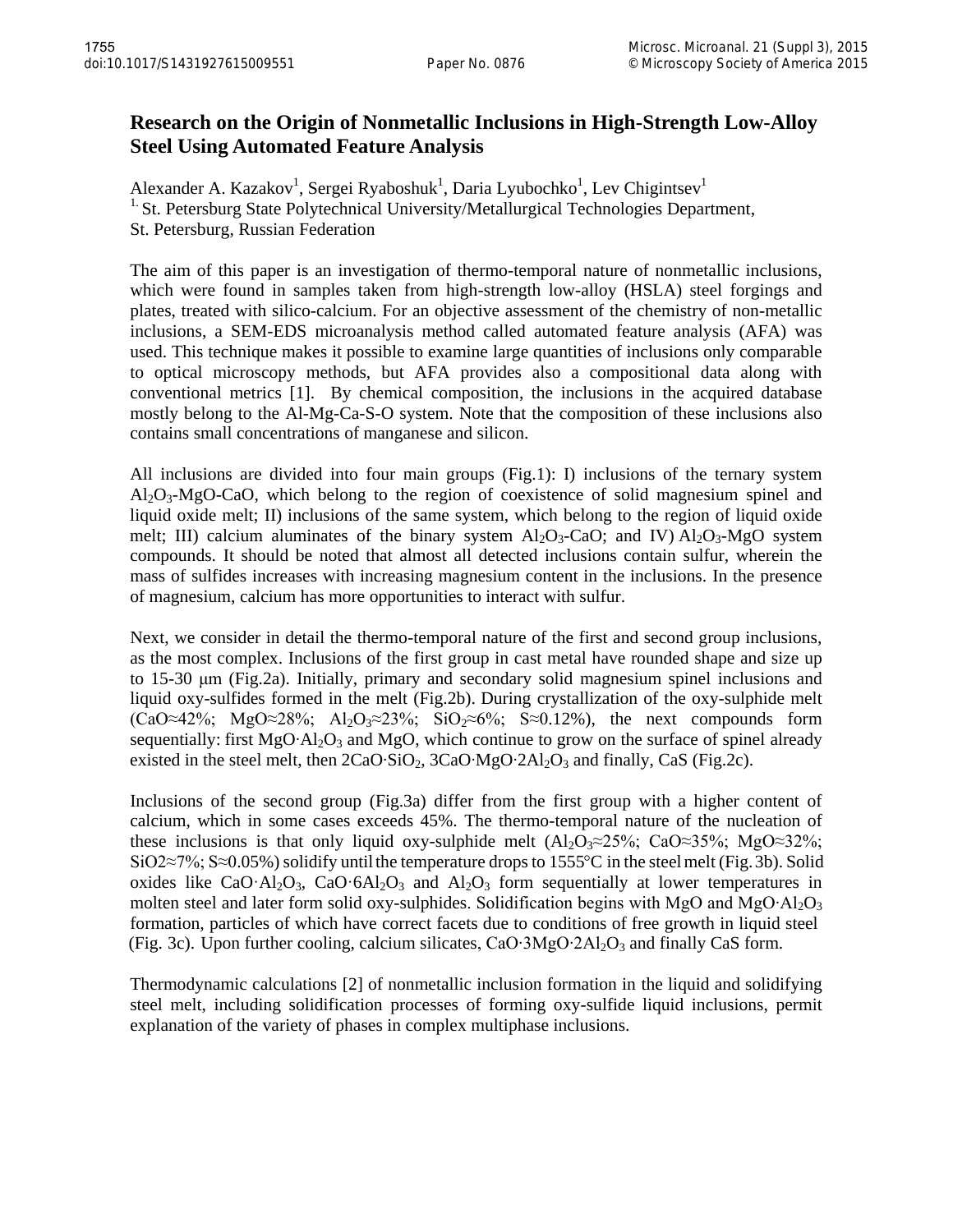# Research on the Origin of Nonmetallic Inclusions in High-Strength Low-Alloy Steel Using Automated Feature Analysis

Alexander A. Kazakov[1], Sergei Ryaboshuk[1], Daria Lyubochko[1], Lev Chigintsev[1]

[1.] St. Petersburg State Polytechnical University/Metallurgical Technologies Department, St. Petersburg, Russian Federation

The aim of this paper is an investigation of thermo-temporal nature of nonmetallic inclusions, which were found in samples taken from high-strength low-alloy (HSLA) steel forgings and plates, treated with silico-calcium. For an objective assessment of the chemistry of non-metallic inclusions, a SEM-EDS microanalysis method called automated feature analysis (AFA) was used. This technique makes it possible to examine large quantities of inclusions only comparable to optical microscopy methods, but AFA provides also a compositional data along with conventional metrics [1]. By chemical composition, the inclusions in the acquired database mostly belong to the Al-Mg-Ca-S-O system. Note that the composition of these inclusions also contains small concentrations of manganese and silicon.

All inclusions are divided into four main groups (Fig.1): I) inclusions of the ternary system $Al_2O_3$-MgO-CaO, which belong to the region of coexistence of solid magnesium spinel and liquid oxide melt; II) inclusions of the same system, which belong to the region of liquid oxide melt; III) calcium aluminates of the binary system $Al_2O_3$-CaO; and IV) $Al_2O_3$-MgO system compounds. It should be noted that almost all detected inclusions contain sulfur, wherein the mass of sulfides increases with increasing magnesium content in the inclusions. In the presence of magnesium, calcium has more opportunities to interact with sulfur.

Next, we consider in detail the thermo-temporal nature of the first and second group inclusions, as the most complex. Inclusions of the first group in cast metal have rounded shape and size up to 15-30 μm (Fig.2a). Initially, primary and secondary solid magnesium spinel inclusions and liquid oxy-sulfides formed in the melt (Fig.2b). During crystallization of the oxy-sulphide melt (CaO≈42%; MgO≈28%; $Al_2O_3$≈23%; $SiO_2$≈6%; S≈0.12%), the next compounds form sequentially: first $MgO{\cdot}Al_2O_3$ and MgO, which continue to grow on the surface of spinel already existed in the steel melt, then $2CaO{\cdot}SiO_2$, $3CaO{\cdot}MgO{\cdot}2Al_2O_3$ and finally, CaS (Fig.2c).

Inclusions of the second group (Fig.3a) differ from the first group with a higher content of calcium, which in some cases exceeds 45%. The thermo-temporal nature of the nucleation of these inclusions is that only liquid oxy-sulphide melt ($Al_2O_3$≈25%; CaO≈35%; MgO≈32%; SiO2≈7%; S≈0.05%) solidify until the temperature drops to 1555°C in the steel melt (Fig. 3b). Solid oxides like $CaO{\cdot}Al_2O_3$, $CaO{\cdot}6Al_2O_3$ and $Al_2O_3$ form sequentially at lower temperatures in molten steel and later form solid oxy-sulphides. Solidification begins with MgO and $MgO{\cdot}Al_2O_3$ formation, particles of which have correct facets due to conditions of free growth in liquid steel (Fig. 3c). Upon further cooling, calcium silicates, $CaO{\cdot}3MgO{\cdot}2Al_2O_3$ and finally CaS form.

Thermodynamic calculations [2] of nonmetallic inclusion formation in the liquid and solidifying steel melt, including solidification processes of forming oxy-sulfide liquid inclusions, permit explanation of the variety of phases in complex multiphase inclusions.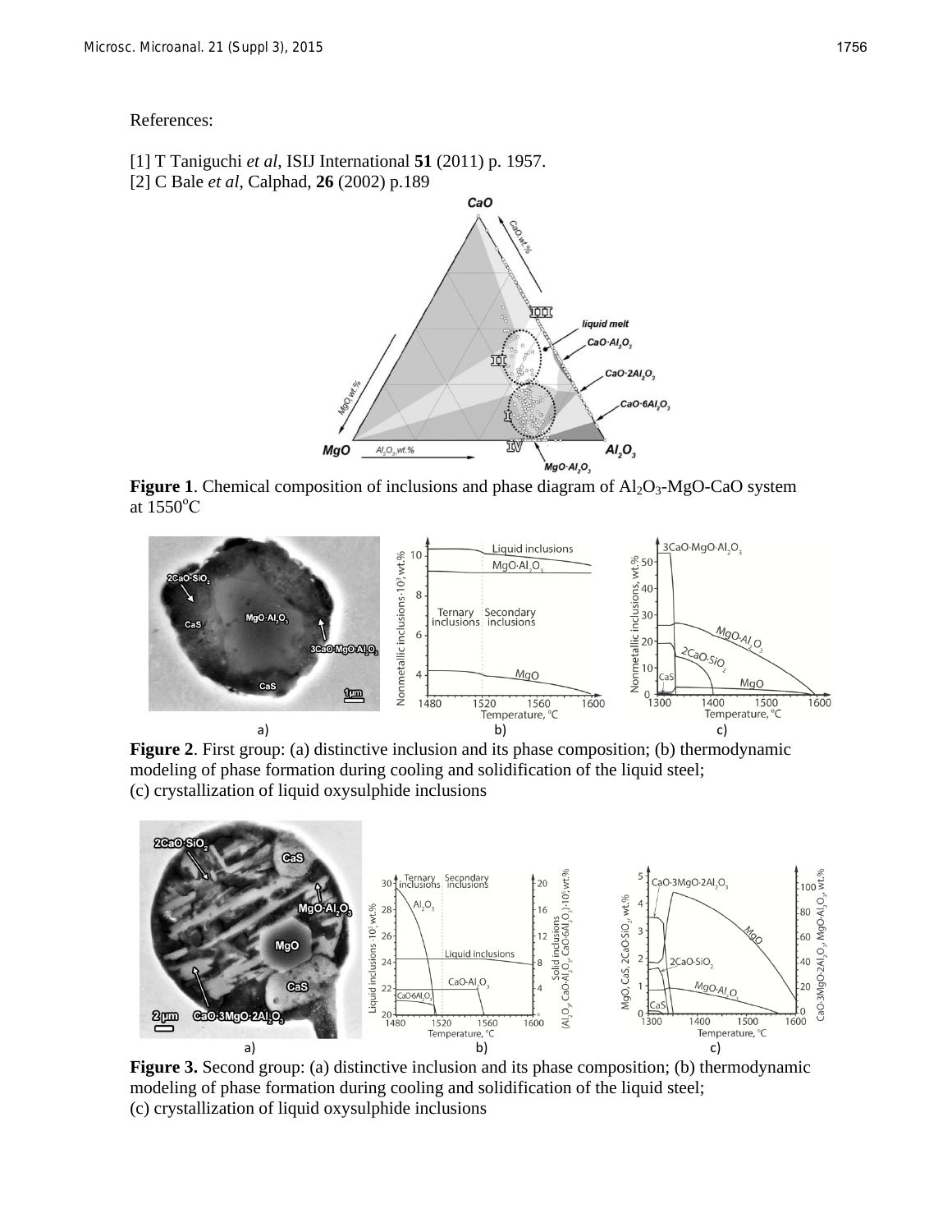References:

[1] T Taniguchi *et al*, ISIJ International **51** (2011) p. 1957.
[2] C Bale *et al*, Calphad, **26** (2002) p.189

**Figure 1**. Chemical composition of inclusions and phase diagram of $Al_2O_3$-MgO-CaO system at 1550°C

**Figure 2**. First group: (a) distinctive inclusion and its phase composition; (b) thermodynamic modeling of phase formation during cooling and solidification of the liquid steel; (c) crystallization of liquid oxysulphide inclusions

**Figure 3.** Second group: (a) distinctive inclusion and its phase composition; (b) thermodynamic modeling of phase formation during cooling and solidification of the liquid steel; (c) crystallization of liquid oxysulphide inclusions